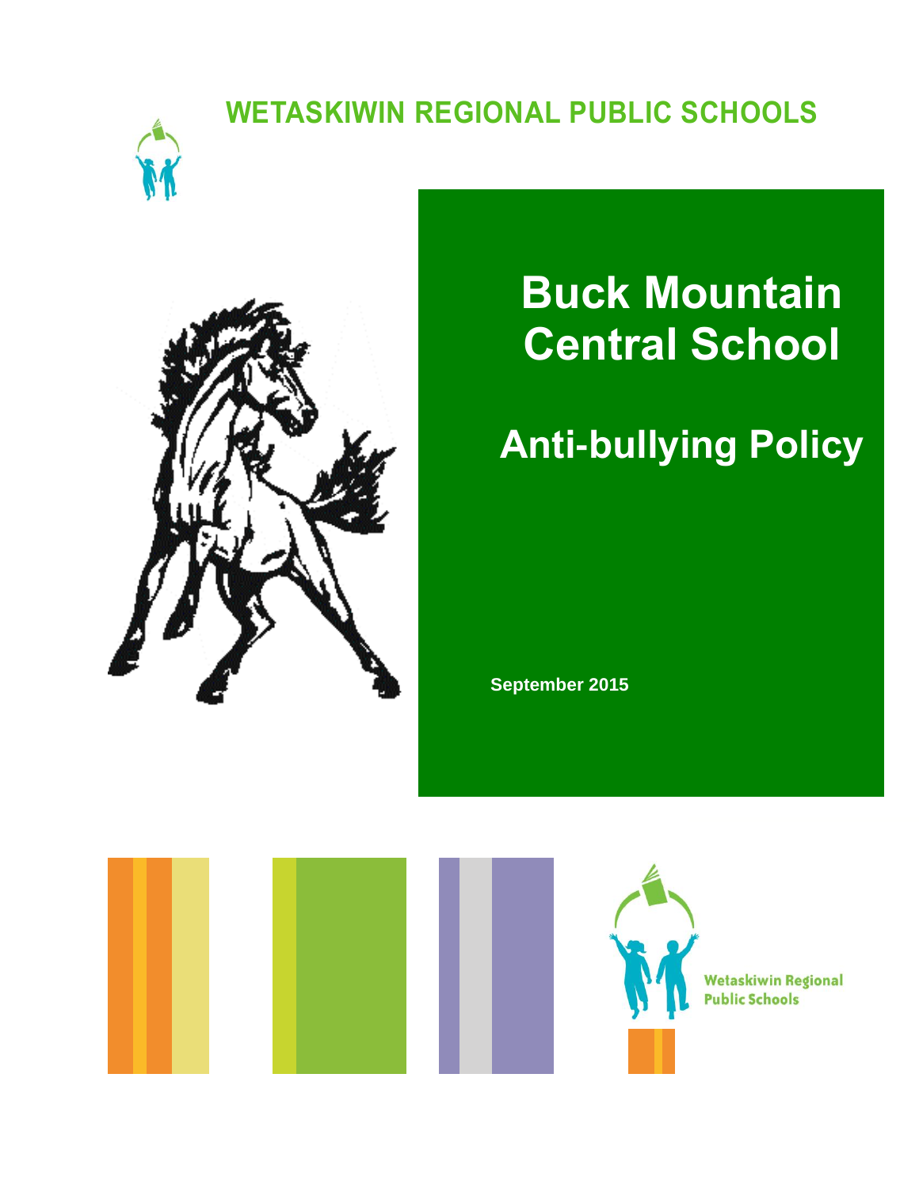WETASKIWIN REGIONAL PUBLIC SCHOOLS

# Buck Mountain Central School

## Anti-bullying Policy

**September 2015**

Wetaskiwin Regional Public Schools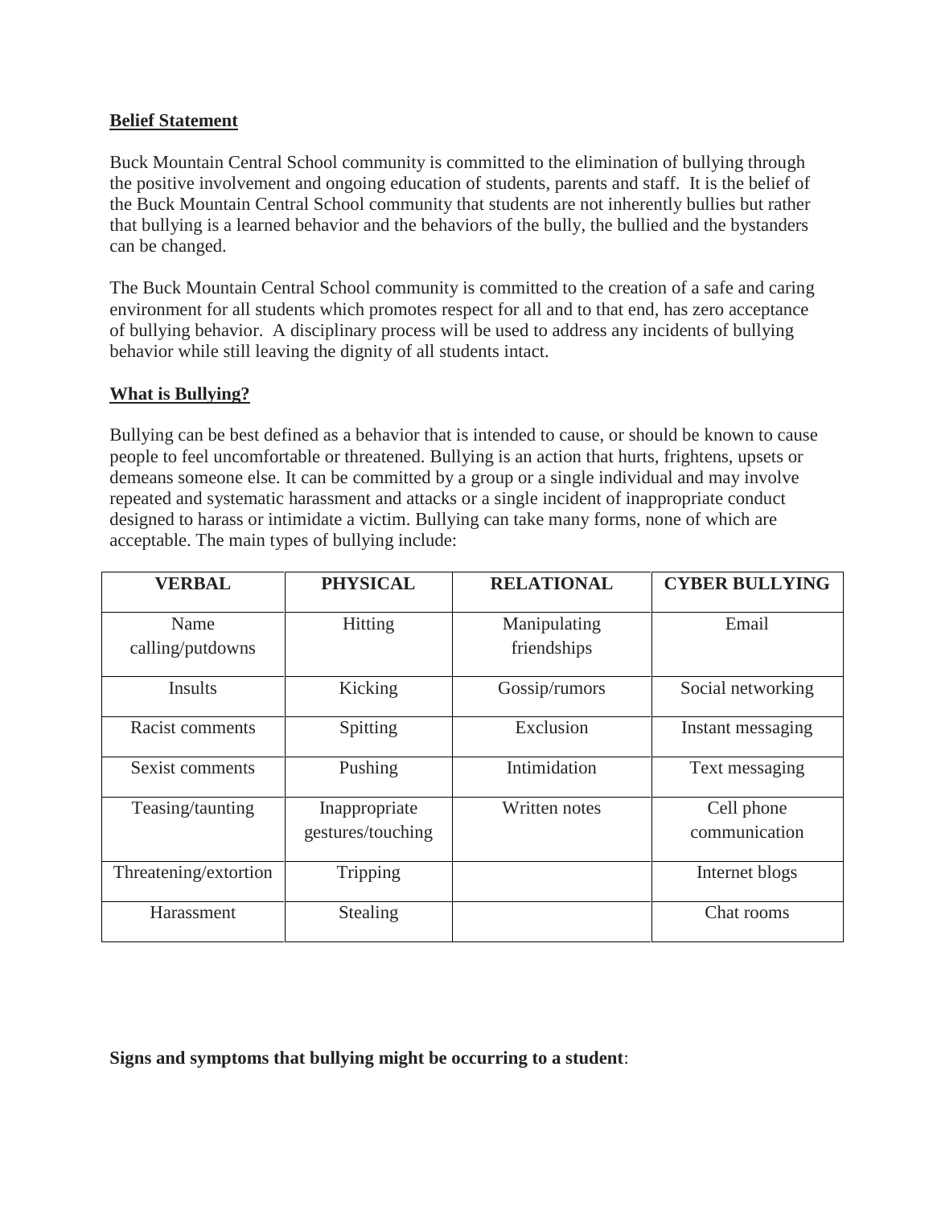**Belief Statement**

Buck Mountain Central School community is committed to the elimination of bullying through the positive involvement and ongoing education of students, parents and staff. It is the belief of the Buck Mountain Central School community that students are not inherently bullies but rather that bullying is a learned behavior and the behaviors of the bully, the bullied and the bystanders can be changed.

The Buck Mountain Central School community is committed to the creation of a safe and caring environment for all students which promotes respect for all and to that end, has zero acceptance of bullying behavior. A disciplinary process will be used to address any incidents of bullying behavior while still leaving the dignity of all students intact.

**What is Bullying?**

Bullying can be best defined as a behavior that is intended to cause, or should be known to cause people to feel uncomfortable or threatened. Bullying is an action that hurts, frightens, upsets or demeans someone else. It can be committed by a group or a single individual and may involve repeated and systematic harassment and attacks or a single incident of inappropriate conduct designed to harass or intimidate a victim. Bullying can take many forms, none of which are acceptable. The main types of bullying include:

| VERBAL | PHYSICAL | RELATIONAL | CYBER BULLYING |
|---|---|---|---|
| Name calling/putdowns | Hitting | Manipulating friendships | Email |
| Insults | Kicking | Gossip/rumors | Social networking |
| Racist comments | Spitting | Exclusion | Instant messaging |
| Sexist comments | Pushing | Intimidation | Text messaging |
| Teasing/taunting | Inappropriate gestures/touching | Written notes | Cell phone communication |
| Threatening/extortion | Tripping | | Internet blogs |
| Harassment | Stealing | | Chat rooms |

**Signs and symptoms that bullying might be occurring to a student**: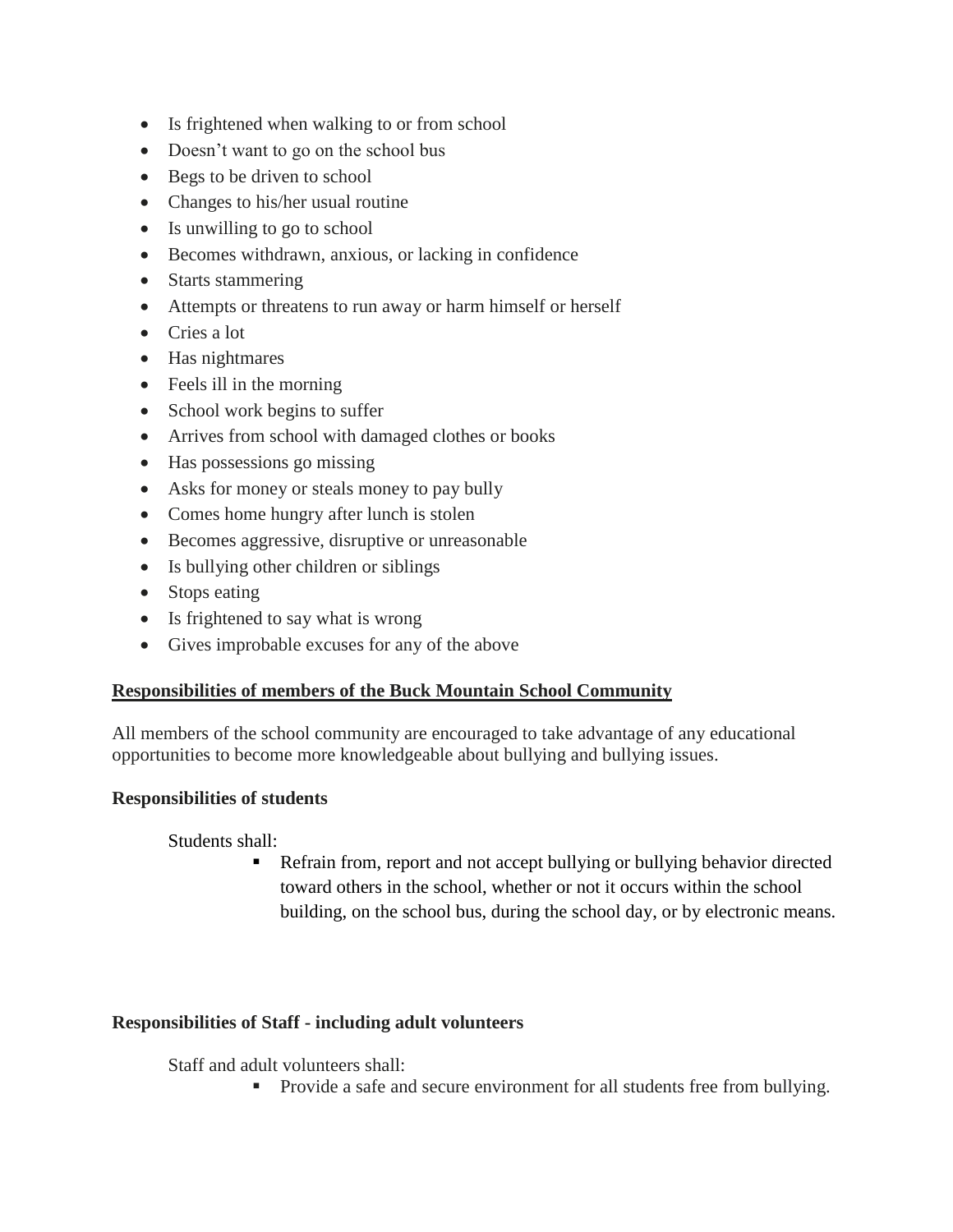- Is frightened when walking to or from school
- Doesn't want to go on the school bus
- Begs to be driven to school
- Changes to his/her usual routine
- Is unwilling to go to school
- Becomes withdrawn, anxious, or lacking in confidence
- Starts stammering
- Attempts or threatens to run away or harm himself or herself
- Cries a lot
- Has nightmares
- Feels ill in the morning
- School work begins to suffer
- Arrives from school with damaged clothes or books
- Has possessions go missing
- Asks for money or steals money to pay bully
- Comes home hungry after lunch is stolen
- Becomes aggressive, disruptive or unreasonable
- Is bullying other children or siblings
- Stops eating
- Is frightened to say what is wrong
- Gives improbable excuses for any of the above

**Responsibilities of members of the Buck Mountain School Community**

All members of the school community are encouraged to take advantage of any educational opportunities to become more knowledgeable about bullying and bullying issues.

**Responsibilities of students**

Students shall:

- Refrain from, report and not accept bullying or bullying behavior directed toward others in the school, whether or not it occurs within the school building, on the school bus, during the school day, or by electronic means.

**Responsibilities of Staff - including adult volunteers**

Staff and adult volunteers shall:

- Provide a safe and secure environment for all students free from bullying.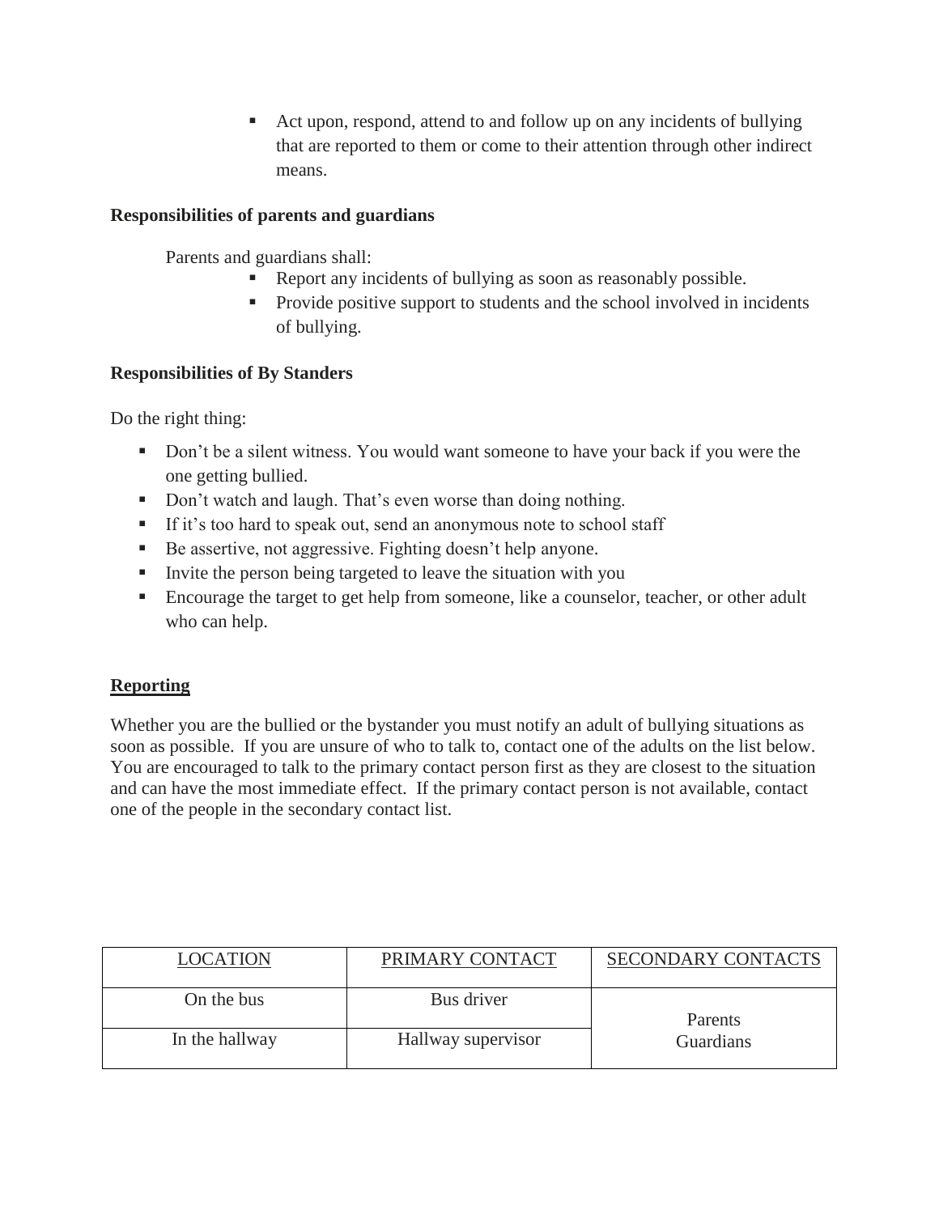- Act upon, respond, attend to and follow up on any incidents of bullying that are reported to them or come to their attention through other indirect means.

**Responsibilities of parents and guardians**

Parents and guardians shall:

- Report any incidents of bullying as soon as reasonably possible.
- Provide positive support to students and the school involved in incidents of bullying.

**Responsibilities of By Standers**

Do the right thing:

- Don't be a silent witness. You would want someone to have your back if you were the one getting bullied.
- Don't watch and laugh. That's even worse than doing nothing.
- If it's too hard to speak out, send an anonymous note to school staff
- Be assertive, not aggressive. Fighting doesn't help anyone.
- Invite the person being targeted to leave the situation with you
- Encourage the target to get help from someone, like a counselor, teacher, or other adult who can help.

**Reporting**

Whether you are the bullied or the bystander you must notify an adult of bullying situations as soon as possible. If you are unsure of who to talk to, contact one of the adults on the list below. You are encouraged to talk to the primary contact person first as they are closest to the situation and can have the most immediate effect. If the primary contact person is not available, contact one of the people in the secondary contact list.

| LOCATION | PRIMARY CONTACT | SECONDARY CONTACTS |
|---|---|---|
| On the bus | Bus driver | Parents Guardians |
| In the hallway | Hallway supervisor | |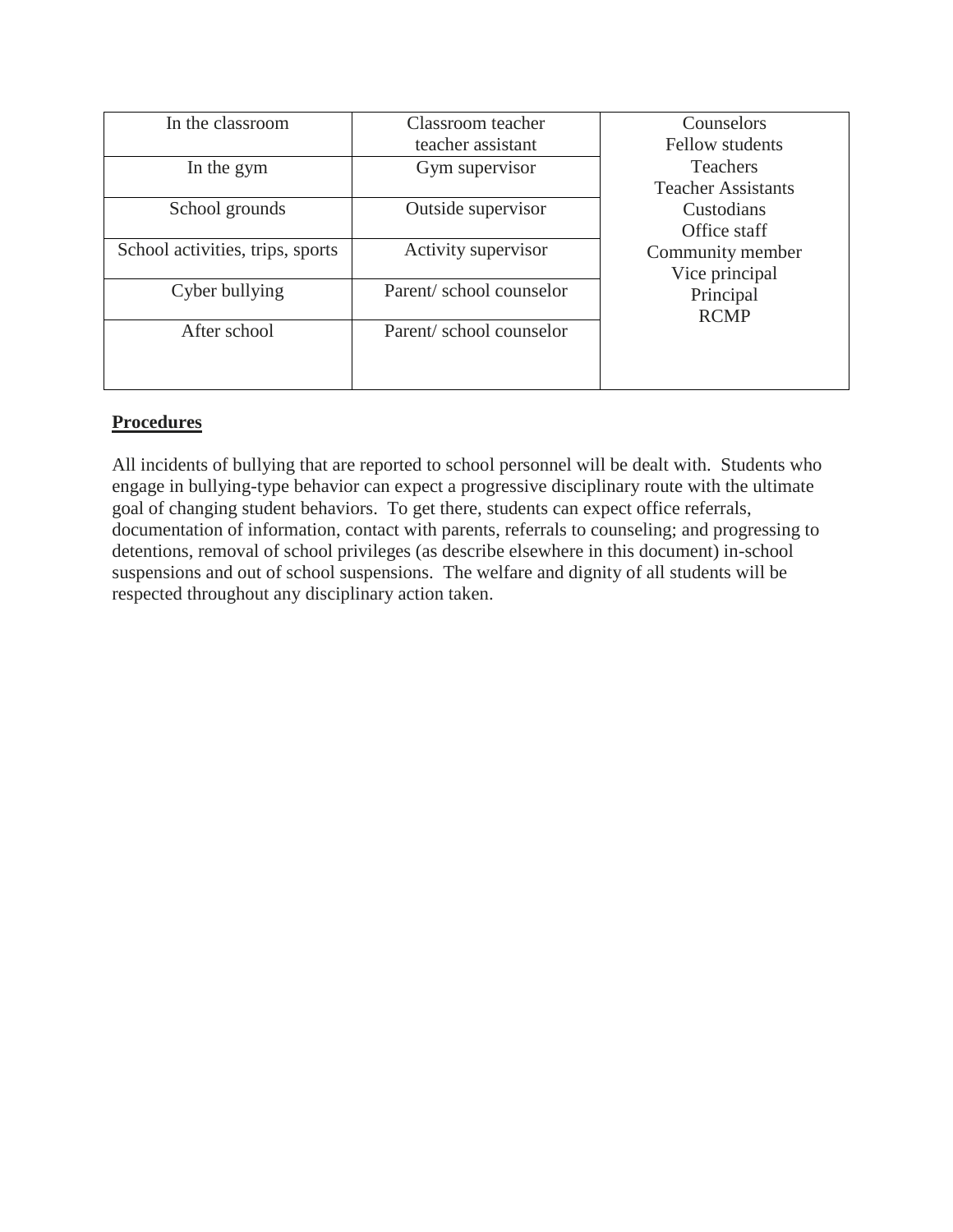| | | |
|---|---|---|
| In the classroom | Classroom teacher<br>teacher assistant | Counselors<br>Fellow students<br>Teachers<br>Teacher Assistants<br>Custodians<br>Office staff<br>Community member<br>Vice principal<br>Principal<br>RCMP |
| In the gym | Gym supervisor | |
| School grounds | Outside supervisor | |
| School activities, trips, sports | Activity supervisor | |
| Cyber bullying | Parent/ school counselor | |
| After school | Parent/ school counselor | |

**Procedures**

All incidents of bullying that are reported to school personnel will be dealt with. Students who engage in bullying-type behavior can expect a progressive disciplinary route with the ultimate goal of changing student behaviors. To get there, students can expect office referrals, documentation of information, contact with parents, referrals to counseling; and progressing to detentions, removal of school privileges (as describe elsewhere in this document) in-school suspensions and out of school suspensions. The welfare and dignity of all students will be respected throughout any disciplinary action taken.